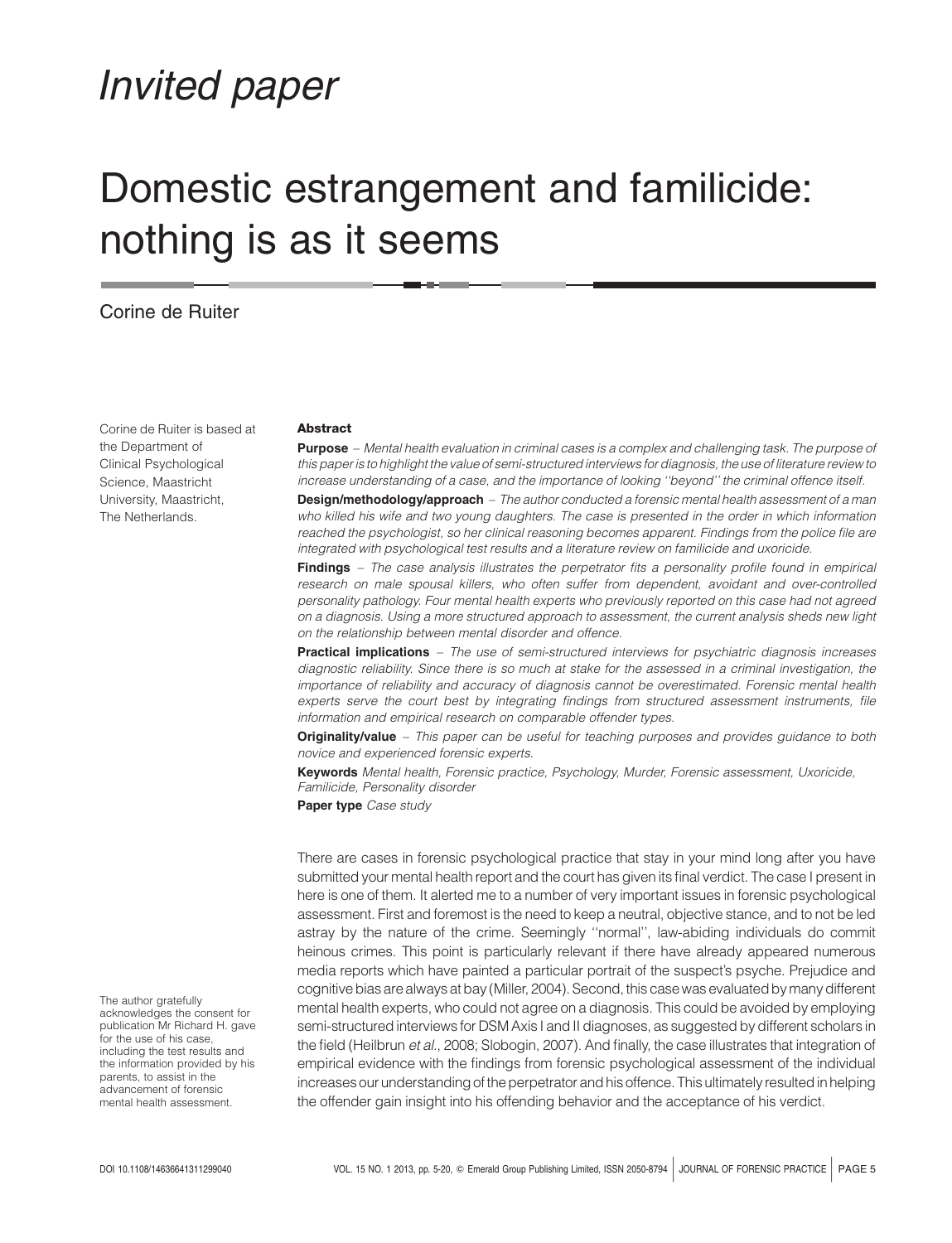# Invited paper

# Domestic estrangement and familicide: nothing is as it seems

Corine de Ruiter

Corine de Ruiter is based at the Department of Clinical Psychological Science, Maastricht University, Maastricht, The Netherlands.

### Abstract

**Purpose** – *Mental health evaluation in criminal cases is a complex and challenging task. The purpose of this paper is to highlight the value of semi-structured interviews for diagnosis, the use of literature review to increase understanding of a case, and the importance of looking ''beyond'' the criminal offence itself.*

**Design/methodology/approach** – *The author conducted a forensic mental health assessment of a man who killed his wife and two young daughters. The case is presented in the order in which information reached the psychologist, so her clinical reasoning becomes apparent. Findings from the police file are integrated with psychological test results and a literature review on familicide and uxoricide.*

**Findings** – *The case analysis illustrates the perpetrator fits a personality profile found in empirical research on male spousal killers, who often suffer from dependent, avoidant and over-controlled personality pathology. Four mental health experts who previously reported on this case had not agreed on a diagnosis. Using a more structured approach to assessment, the current analysis sheds new light on the relationship between mental disorder and offence.*

**Practical implications** – *The use of semi-structured interviews for psychiatric diagnosis increases diagnostic reliability. Since there is so much at stake for the assessed in a criminal investigation, the importance of reliability and accuracy of diagnosis cannot be overestimated. Forensic mental health experts serve the court best by integrating findings from structured assessment instruments, file information and empirical research on comparable offender types.*

**Originality/value** – *This paper can be useful for teaching purposes and provides guidance to both novice and experienced forensic experts.*

**Keywords** *Mental health, Forensic practice, Psychology, Murder, Forensic assessment, Uxoricide, Familicide, Personality disorder*

**Paper type** *Case study*

There are cases in forensic psychological practice that stay in your mind long after you have submitted your mental health report and the court has given its final verdict. The case I present in here is one of them. It alerted me to a number of very important issues in forensic psychological assessment. First and foremost is the need to keep a neutral, objective stance, and to not be led astray by the nature of the crime. Seemingly ''normal'', law-abiding individuals do commit heinous crimes. This point is particularly relevant if there have already appeared numerous media reports which have painted a particular portrait of the suspect's psyche. Prejudice and cognitive bias are always at bay (Miller, 2004). Second, this case was evaluated by many different mental health experts, who could not agree on a diagnosis. This could be avoided by employing semi-structured interviews for DSM Axis I and II diagnoses, as suggested by different scholars in the field (Heilbrun *et al.*, 2008; Slobogin, 2007). And finally, the case illustrates that integration of empirical evidence with the findings from forensic psychological assessment of the individual increases our understanding of the perpetrator and his offence. This ultimately resulted in helping the offender gain insight into his offending behavior and the acceptance of his verdict.

The author gratefully acknowledges the consent for publication Mr Richard H. gave for the use of his case, including the test results and the information provided by his parents, to assist in the advancement of forensic mental health assessment.

DOI 10.1108/14636641311299040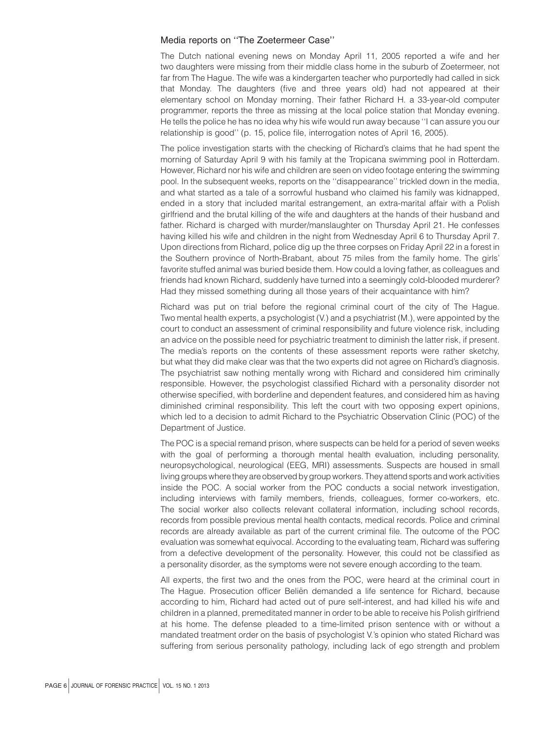## Media reports on ''The Zoetermeer Case''

The Dutch national evening news on Monday April 11, 2005 reported a wife and her two daughters were missing from their middle class home in the suburb of Zoetermeer, not far from The Hague. The wife was a kindergarten teacher who purportedly had called in sick that Monday. The daughters (five and three years old) had not appeared at their elementary school on Monday morning. Their father Richard H. a 33-year-old computer programmer, reports the three as missing at the local police station that Monday evening. He tells the police he has no idea why his wife would run away because ''I can assure you our relationship is good'' (p. 15, police file, interrogation notes of April 16, 2005).

The police investigation starts with the checking of Richard's claims that he had spent the morning of Saturday April 9 with his family at the Tropicana swimming pool in Rotterdam. However, Richard nor his wife and children are seen on video footage entering the swimming pool. In the subsequent weeks, reports on the ''disappearance'' trickled down in the media, and what started as a tale of a sorrowful husband who claimed his family was kidnapped, ended in a story that included marital estrangement, an extra-marital affair with a Polish girlfriend and the brutal killing of the wife and daughters at the hands of their husband and father. Richard is charged with murder/manslaughter on Thursday April 21. He confesses having killed his wife and children in the night from Wednesday April 6 to Thursday April 7. Upon directions from Richard, police dig up the three corpses on Friday April 22 in a forest in the Southern province of North-Brabant, about 75 miles from the family home. The girls' favorite stuffed animal was buried beside them. How could a loving father, as colleagues and friends had known Richard, suddenly have turned into a seemingly cold-blooded murderer? Had they missed something during all those years of their acquaintance with him?

Richard was put on trial before the regional criminal court of the city of The Hague. Two mental health experts, a psychologist (V.) and a psychiatrist (M.), were appointed by the court to conduct an assessment of criminal responsibility and future violence risk, including an advice on the possible need for psychiatric treatment to diminish the latter risk, if present. The media's reports on the contents of these assessment reports were rather sketchy, but what they did make clear was that the two experts did not agree on Richard's diagnosis. The psychiatrist saw nothing mentally wrong with Richard and considered him criminally responsible. However, the psychologist classified Richard with a personality disorder not otherwise specified, with borderline and dependent features, and considered him as having diminished criminal responsibility. This left the court with two opposing expert opinions, which led to a decision to admit Richard to the Psychiatric Observation Clinic (POC) of the Department of Justice.

The POC is a special remand prison, where suspects can be held for a period of seven weeks with the goal of performing a thorough mental health evaluation, including personality, neuropsychological, neurological (EEG, MRI) assessments. Suspects are housed in small living groups where they are observed by group workers. They attend sports and work activities inside the POC. A social worker from the POC conducts a social network investigation, including interviews with family members, friends, colleagues, former co-workers, etc. The social worker also collects relevant collateral information, including school records, records from possible previous mental health contacts, medical records. Police and criminal records are already available as part of the current criminal file. The outcome of the POC evaluation was somewhat equivocal. According to the evaluating team, Richard was suffering from a defective development of the personality. However, this could not be classified as a personality disorder, as the symptoms were not severe enough according to the team.

All experts, the first two and the ones from the POC, were heard at the criminal court in The Hague. Prosecution officer Beliën demanded a life sentence for Richard, because according to him, Richard had acted out of pure self-interest, and had killed his wife and children in a planned, premeditated manner in order to be able to receive his Polish girlfriend at his home. The defense pleaded to a time-limited prison sentence with or without a mandated treatment order on the basis of psychologist V.'s opinion who stated Richard was suffering from serious personality pathology, including lack of ego strength and problem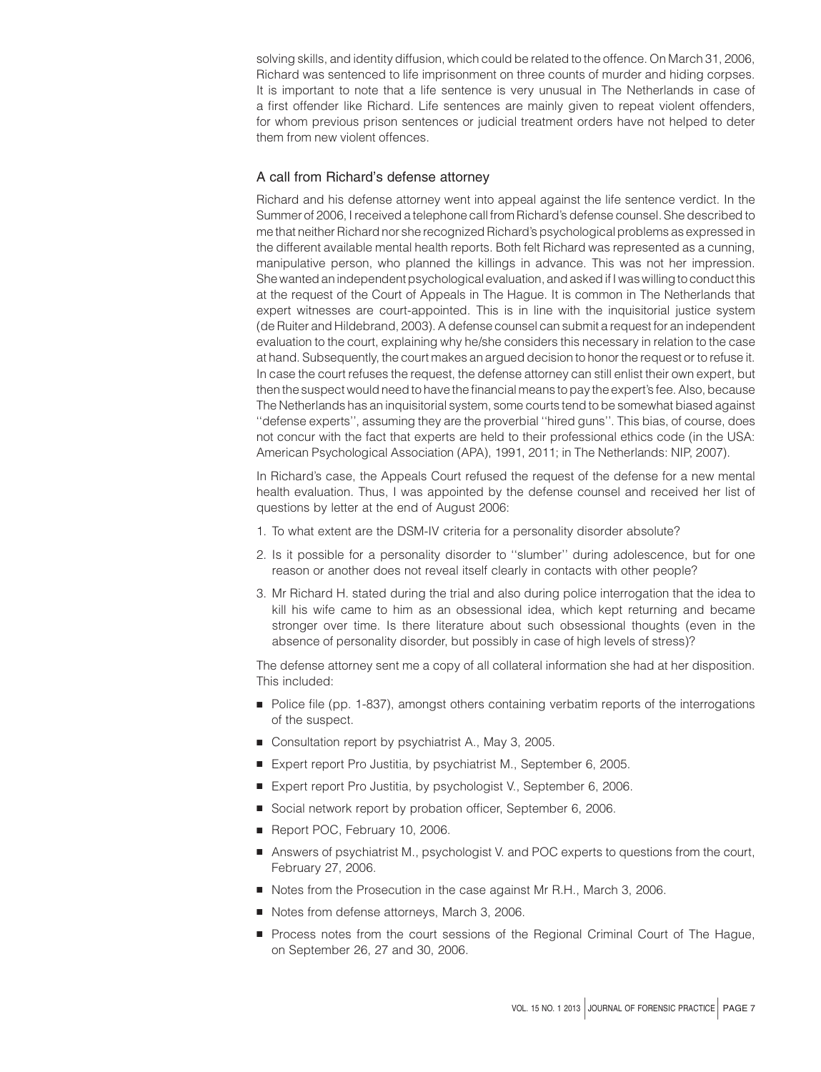solving skills, and identity diffusion, which could be related to the offence. On March 31, 2006, Richard was sentenced to life imprisonment on three counts of murder and hiding corpses. It is important to note that a life sentence is very unusual in The Netherlands in case of a first offender like Richard. Life sentences are mainly given to repeat violent offenders, for whom previous prison sentences or judicial treatment orders have not helped to deter them from new violent offences.

## A call from Richard's defense attorney

Richard and his defense attorney went into appeal against the life sentence verdict. In the Summer of 2006, I received a telephone call from Richard's defense counsel. She described to me that neither Richard nor she recognized Richard's psychological problems as expressed in the different available mental health reports. Both felt Richard was represented as a cunning, manipulative person, who planned the killings in advance. This was not her impression. She wanted an independent psychological evaluation, and asked if I was willing to conduct this at the request of the Court of Appeals in The Hague. It is common in The Netherlands that expert witnesses are court-appointed. This is in line with the inquisitorial justice system (de Ruiter and Hildebrand, 2003). A defense counsel can submit a request for an independent evaluation to the court, explaining why he/she considers this necessary in relation to the case at hand. Subsequently, the court makes an argued decision to honor the request or to refuse it. In case the court refuses the request, the defense attorney can still enlist their own expert, but then the suspect would need to have the financial means to pay the expert's fee. Also, because The Netherlands has an inquisitorial system, some courts tend to be somewhat biased against ''defense experts'', assuming they are the proverbial ''hired guns''. This bias, of course, does not concur with the fact that experts are held to their professional ethics code (in the USA: American Psychological Association (APA), 1991, 2011; in The Netherlands: NIP, 2007).

In Richard's case, the Appeals Court refused the request of the defense for a new mental health evaluation. Thus, I was appointed by the defense counsel and received her list of questions by letter at the end of August 2006:

1. To what extent are the DSM-IV criteria for a personality disorder absolute?
2. Is it possible for a personality disorder to ''slumber'' during adolescence, but for one reason or another does not reveal itself clearly in contacts with other people?
3. Mr Richard H. stated during the trial and also during police interrogation that the idea to kill his wife came to him as an obsessional idea, which kept returning and became stronger over time. Is there literature about such obsessional thoughts (even in the absence of personality disorder, but possibly in case of high levels of stress)?

The defense attorney sent me a copy of all collateral information she had at her disposition. This included:

- Police file (pp. 1-837), amongst others containing verbatim reports of the interrogations of the suspect.
- Consultation report by psychiatrist A., May 3, 2005.
- Expert report Pro Justitia, by psychiatrist M., September 6, 2005.
- Expert report Pro Justitia, by psychologist V., September 6, 2006.
- Social network report by probation officer, September 6, 2006.
- Report POC, February 10, 2006.
- Answers of psychiatrist M., psychologist V. and POC experts to questions from the court, February 27, 2006.
- Notes from the Prosecution in the case against Mr R.H., March 3, 2006.
- Notes from defense attorneys, March 3, 2006.
- Process notes from the court sessions of the Regional Criminal Court of The Hague, on September 26, 27 and 30, 2006.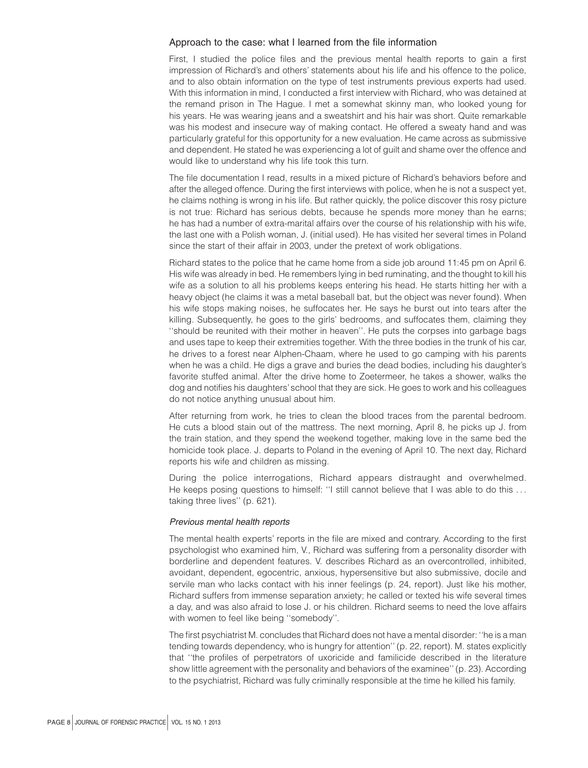## Approach to the case: what I learned from the file information

First, I studied the police files and the previous mental health reports to gain a first impression of Richard's and others' statements about his life and his offence to the police, and to also obtain information on the type of test instruments previous experts had used. With this information in mind, I conducted a first interview with Richard, who was detained at the remand prison in The Hague. I met a somewhat skinny man, who looked young for his years. He was wearing jeans and a sweatshirt and his hair was short. Quite remarkable was his modest and insecure way of making contact. He offered a sweaty hand and was particularly grateful for this opportunity for a new evaluation. He came across as submissive and dependent. He stated he was experiencing a lot of guilt and shame over the offence and would like to understand why his life took this turn.

The file documentation I read, results in a mixed picture of Richard's behaviors before and after the alleged offence. During the first interviews with police, when he is not a suspect yet, he claims nothing is wrong in his life. But rather quickly, the police discover this rosy picture is not true: Richard has serious debts, because he spends more money than he earns; he has had a number of extra-marital affairs over the course of his relationship with his wife, the last one with a Polish woman, J. (initial used). He has visited her several times in Poland since the start of their affair in 2003, under the pretext of work obligations.

Richard states to the police that he came home from a side job around 11:45 pm on April 6. His wife was already in bed. He remembers lying in bed ruminating, and the thought to kill his wife as a solution to all his problems keeps entering his head. He starts hitting her with a heavy object (he claims it was a metal baseball bat, but the object was never found). When his wife stops making noises, he suffocates her. He says he burst out into tears after the killing. Subsequently, he goes to the girls' bedrooms, and suffocates them, claiming they ''should be reunited with their mother in heaven''. He puts the corpses into garbage bags and uses tape to keep their extremities together. With the three bodies in the trunk of his car, he drives to a forest near Alphen-Chaam, where he used to go camping with his parents when he was a child. He digs a grave and buries the dead bodies, including his daughter's favorite stuffed animal. After the drive home to Zoetermeer, he takes a shower, walks the dog and notifies his daughters' school that they are sick. He goes to work and his colleagues do not notice anything unusual about him.

After returning from work, he tries to clean the blood traces from the parental bedroom. He cuts a blood stain out of the mattress. The next morning, April 8, he picks up J. from the train station, and they spend the weekend together, making love in the same bed the homicide took place. J. departs to Poland in the evening of April 10. The next day, Richard reports his wife and children as missing.

During the police interrogations, Richard appears distraught and overwhelmed. He keeps posing questions to himself: ''I still cannot believe that I was able to do this . . . taking three lives'' (p. 621).

### *Previous mental health reports*

The mental health experts' reports in the file are mixed and contrary. According to the first psychologist who examined him, V., Richard was suffering from a personality disorder with borderline and dependent features. V. describes Richard as an overcontrolled, inhibited, avoidant, dependent, egocentric, anxious, hypersensitive but also submissive, docile and servile man who lacks contact with his inner feelings (p. 24, report). Just like his mother, Richard suffers from immense separation anxiety; he called or texted his wife several times a day, and was also afraid to lose J. or his children. Richard seems to need the love affairs with women to feel like being ''somebody''.

The first psychiatrist M. concludes that Richard does not have a mental disorder: ''he is a man tending towards dependency, who is hungry for attention'' (p. 22, report). M. states explicitly that ''the profiles of perpetrators of uxoricide and familicide described in the literature show little agreement with the personality and behaviors of the examinee'' (p. 23). According to the psychiatrist, Richard was fully criminally responsible at the time he killed his family.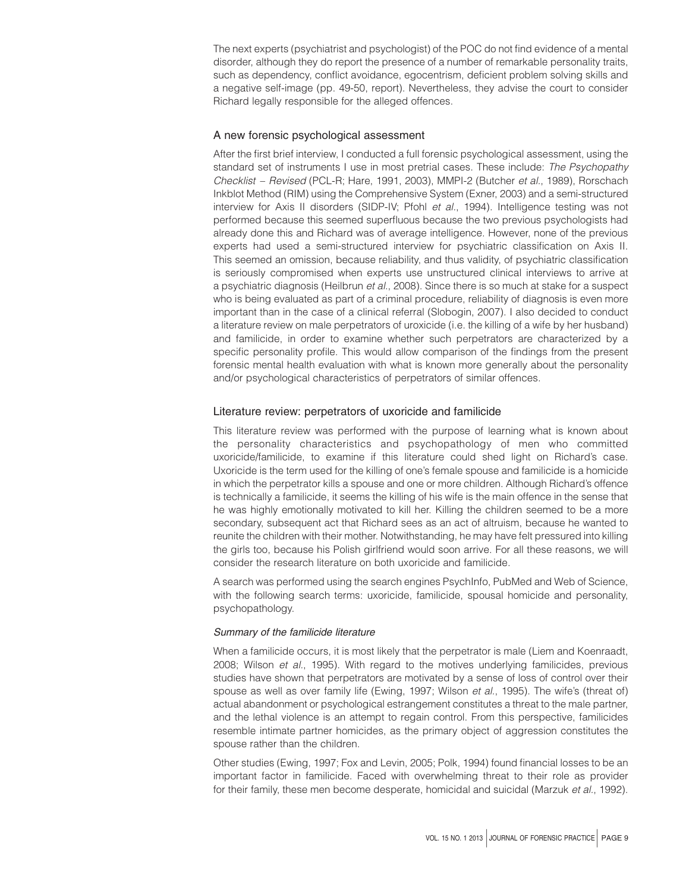The next experts (psychiatrist and psychologist) of the POC do not find evidence of a mental disorder, although they do report the presence of a number of remarkable personality traits, such as dependency, conflict avoidance, egocentrism, deficient problem solving skills and a negative self-image (pp. 49-50, report). Nevertheless, they advise the court to consider Richard legally responsible for the alleged offences.

## A new forensic psychological assessment

After the first brief interview, I conducted a full forensic psychological assessment, using the standard set of instruments I use in most pretrial cases. These include: *The Psychopathy Checklist – Revised* (PCL-R; Hare, 1991, 2003), MMPI-2 (Butcher *et al*., 1989), Rorschach Inkblot Method (RIM) using the Comprehensive System (Exner, 2003) and a semi-structured interview for Axis II disorders (SIDP-IV; Pfohl *et al*., 1994). Intelligence testing was not performed because this seemed superfluous because the two previous psychologists had already done this and Richard was of average intelligence. However, none of the previous experts had used a semi-structured interview for psychiatric classification on Axis II. This seemed an omission, because reliability, and thus validity, of psychiatric classification is seriously compromised when experts use unstructured clinical interviews to arrive at a psychiatric diagnosis (Heilbrun *et al*., 2008). Since there is so much at stake for a suspect who is being evaluated as part of a criminal procedure, reliability of diagnosis is even more important than in the case of a clinical referral (Slobogin, 2007). I also decided to conduct a literature review on male perpetrators of uroxicide (i.e. the killing of a wife by her husband) and familicide, in order to examine whether such perpetrators are characterized by a specific personality profile. This would allow comparison of the findings from the present forensic mental health evaluation with what is known more generally about the personality and/or psychological characteristics of perpetrators of similar offences.

## Literature review: perpetrators of uxoricide and familicide

This literature review was performed with the purpose of learning what is known about the personality characteristics and psychopathology of men who committed uxoricide/familicide, to examine if this literature could shed light on Richard's case. Uxoricide is the term used for the killing of one's female spouse and familicide is a homicide in which the perpetrator kills a spouse and one or more children. Although Richard's offence is technically a familicide, it seems the killing of his wife is the main offence in the sense that he was highly emotionally motivated to kill her. Killing the children seemed to be a more secondary, subsequent act that Richard sees as an act of altruism, because he wanted to reunite the children with their mother. Notwithstanding, he may have felt pressured into killing the girls too, because his Polish girlfriend would soon arrive. For all these reasons, we will consider the research literature on both uxoricide and familicide.

A search was performed using the search engines PsychInfo, PubMed and Web of Science, with the following search terms: uxoricide, familicide, spousal homicide and personality, psychopathology.

### *Summary of the familicide literature*

When a familicide occurs, it is most likely that the perpetrator is male (Liem and Koenraadt, 2008; Wilson *et al*., 1995). With regard to the motives underlying familicides, previous studies have shown that perpetrators are motivated by a sense of loss of control over their spouse as well as over family life (Ewing, 1997; Wilson *et al*., 1995). The wife's (threat of) actual abandonment or psychological estrangement constitutes a threat to the male partner, and the lethal violence is an attempt to regain control. From this perspective, familicides resemble intimate partner homicides, as the primary object of aggression constitutes the spouse rather than the children.

Other studies (Ewing, 1997; Fox and Levin, 2005; Polk, 1994) found financial losses to be an important factor in familicide. Faced with overwhelming threat to their role as provider for their family, these men become desperate, homicidal and suicidal (Marzuk *et al*., 1992).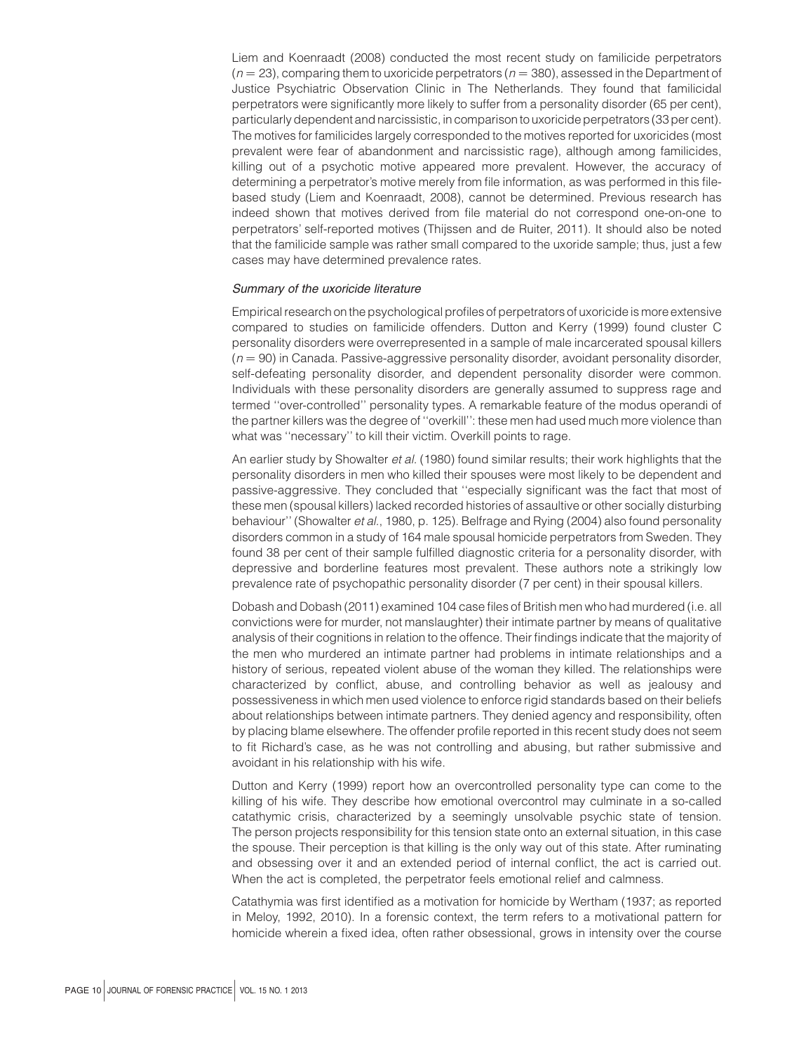Liem and Koenraadt (2008) conducted the most recent study on familicide perpetrators ($n = 23$), comparing them to uxoricide perpetrators ($n = 380$), assessed in the Department of Justice Psychiatric Observation Clinic in The Netherlands. They found that familicidal perpetrators were significantly more likely to suffer from a personality disorder (65 per cent), particularly dependent and narcissistic, in comparison to uxoricide perpetrators (33 per cent). The motives for familicides largely corresponded to the motives reported for uxoricides (most prevalent were fear of abandonment and narcissistic rage), although among familicides, killing out of a psychotic motive appeared more prevalent. However, the accuracy of determining a perpetrator's motive merely from file information, as was performed in this file-based study (Liem and Koenraadt, 2008), cannot be determined. Previous research has indeed shown that motives derived from file material do not correspond one-on-one to perpetrators' self-reported motives (Thijssen and de Ruiter, 2011). It should also be noted that the familicide sample was rather small compared to the uxoride sample; thus, just a few cases may have determined prevalence rates.

### *Summary of the uxoricide literature*

Empirical research on the psychological profiles of perpetrators of uxoricide is more extensive compared to studies on familicide offenders. Dutton and Kerry (1999) found cluster C personality disorders were overrepresented in a sample of male incarcerated spousal killers ($n = 90$) in Canada. Passive-aggressive personality disorder, avoidant personality disorder, self-defeating personality disorder, and dependent personality disorder were common. Individuals with these personality disorders are generally assumed to suppress rage and termed ''over-controlled'' personality types. A remarkable feature of the modus operandi of the partner killers was the degree of ''overkill'': these men had used much more violence than what was ''necessary'' to kill their victim. Overkill points to rage.

An earlier study by Showalter *et al.* (1980) found similar results; their work highlights that the personality disorders in men who killed their spouses were most likely to be dependent and passive-aggressive. They concluded that ''especially significant was the fact that most of these men (spousal killers) lacked recorded histories of assaultive or other socially disturbing behaviour'' (Showalter *et al.*, 1980, p. 125). Belfrage and Rying (2004) also found personality disorders common in a study of 164 male spousal homicide perpetrators from Sweden. They found 38 per cent of their sample fulfilled diagnostic criteria for a personality disorder, with depressive and borderline features most prevalent. These authors note a strikingly low prevalence rate of psychopathic personality disorder (7 per cent) in their spousal killers.

Dobash and Dobash (2011) examined 104 case files of British men who had murdered (i.e. all convictions were for murder, not manslaughter) their intimate partner by means of qualitative analysis of their cognitions in relation to the offence. Their findings indicate that the majority of the men who murdered an intimate partner had problems in intimate relationships and a history of serious, repeated violent abuse of the woman they killed. The relationships were characterized by conflict, abuse, and controlling behavior as well as jealousy and possessiveness in which men used violence to enforce rigid standards based on their beliefs about relationships between intimate partners. They denied agency and responsibility, often by placing blame elsewhere. The offender profile reported in this recent study does not seem to fit Richard's case, as he was not controlling and abusing, but rather submissive and avoidant in his relationship with his wife.

Dutton and Kerry (1999) report how an overcontrolled personality type can come to the killing of his wife. They describe how emotional overcontrol may culminate in a so-called catathymic crisis, characterized by a seemingly unsolvable psychic state of tension. The person projects responsibility for this tension state onto an external situation, in this case the spouse. Their perception is that killing is the only way out of this state. After ruminating and obsessing over it and an extended period of internal conflict, the act is carried out. When the act is completed, the perpetrator feels emotional relief and calmness.

Catathymia was first identified as a motivation for homicide by Wertham (1937; as reported in Meloy, 1992, 2010). In a forensic context, the term refers to a motivational pattern for homicide wherein a fixed idea, often rather obsessional, grows in intensity over the course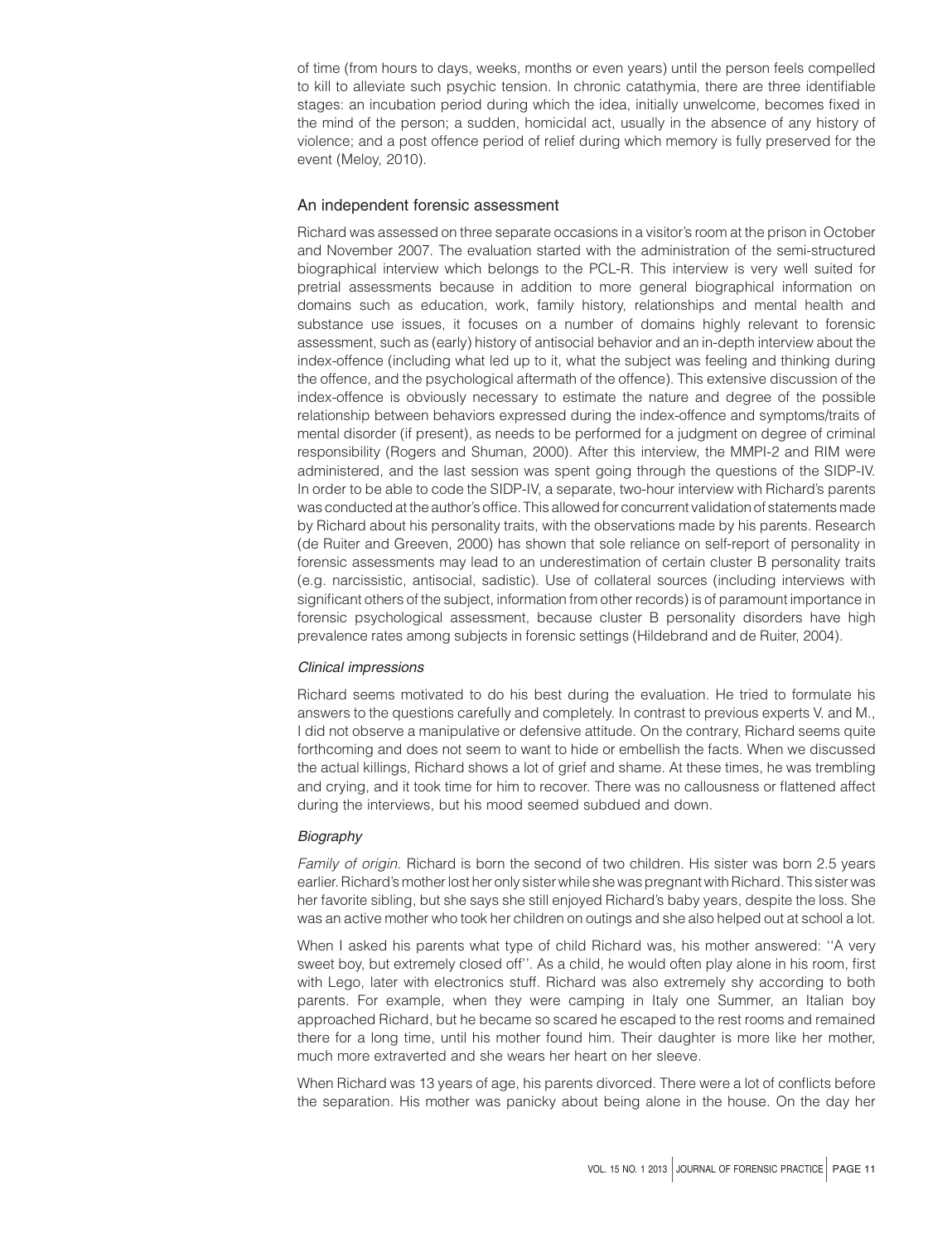of time (from hours to days, weeks, months or even years) until the person feels compelled to kill to alleviate such psychic tension. In chronic catathymia, there are three identifiable stages: an incubation period during which the idea, initially unwelcome, becomes fixed in the mind of the person; a sudden, homicidal act, usually in the absence of any history of violence; and a post offence period of relief during which memory is fully preserved for the event (Meloy, 2010).

## An independent forensic assessment

Richard was assessed on three separate occasions in a visitor's room at the prison in October and November 2007. The evaluation started with the administration of the semi-structured biographical interview which belongs to the PCL-R. This interview is very well suited for pretrial assessments because in addition to more general biographical information on domains such as education, work, family history, relationships and mental health and substance use issues, it focuses on a number of domains highly relevant to forensic assessment, such as (early) history of antisocial behavior and an in-depth interview about the index-offence (including what led up to it, what the subject was feeling and thinking during the offence, and the psychological aftermath of the offence). This extensive discussion of the index-offence is obviously necessary to estimate the nature and degree of the possible relationship between behaviors expressed during the index-offence and symptoms/traits of mental disorder (if present), as needs to be performed for a judgment on degree of criminal responsibility (Rogers and Shuman, 2000). After this interview, the MMPI-2 and RIM were administered, and the last session was spent going through the questions of the SIDP-IV. In order to be able to code the SIDP-IV, a separate, two-hour interview with Richard's parents was conducted at the author's office. This allowed for concurrent validation of statements made by Richard about his personality traits, with the observations made by his parents. Research (de Ruiter and Greeven, 2000) has shown that sole reliance on self-report of personality in forensic assessments may lead to an underestimation of certain cluster B personality traits (e.g. narcissistic, antisocial, sadistic). Use of collateral sources (including interviews with significant others of the subject, information from other records) is of paramount importance in forensic psychological assessment, because cluster B personality disorders have high prevalence rates among subjects in forensic settings (Hildebrand and de Ruiter, 2004).

### *Clinical impressions*

Richard seems motivated to do his best during the evaluation. He tried to formulate his answers to the questions carefully and completely. In contrast to previous experts V. and M., I did not observe a manipulative or defensive attitude. On the contrary, Richard seems quite forthcoming and does not seem to want to hide or embellish the facts. When we discussed the actual killings, Richard shows a lot of grief and shame. At these times, he was trembling and crying, and it took time for him to recover. There was no callousness or flattened affect during the interviews, but his mood seemed subdued and down.

### *Biography*

*Family of origin*. Richard is born the second of two children. His sister was born 2.5 years earlier. Richard's mother lost her only sister while she was pregnant with Richard. This sister was her favorite sibling, but she says she still enjoyed Richard's baby years, despite the loss. She was an active mother who took her children on outings and she also helped out at school a lot.

When I asked his parents what type of child Richard was, his mother answered: ''A very sweet boy, but extremely closed off''. As a child, he would often play alone in his room, first with Lego, later with electronics stuff. Richard was also extremely shy according to both parents. For example, when they were camping in Italy one Summer, an Italian boy approached Richard, but he became so scared he escaped to the rest rooms and remained there for a long time, until his mother found him. Their daughter is more like her mother, much more extraverted and she wears her heart on her sleeve.

When Richard was 13 years of age, his parents divorced. There were a lot of conflicts before the separation. His mother was panicky about being alone in the house. On the day her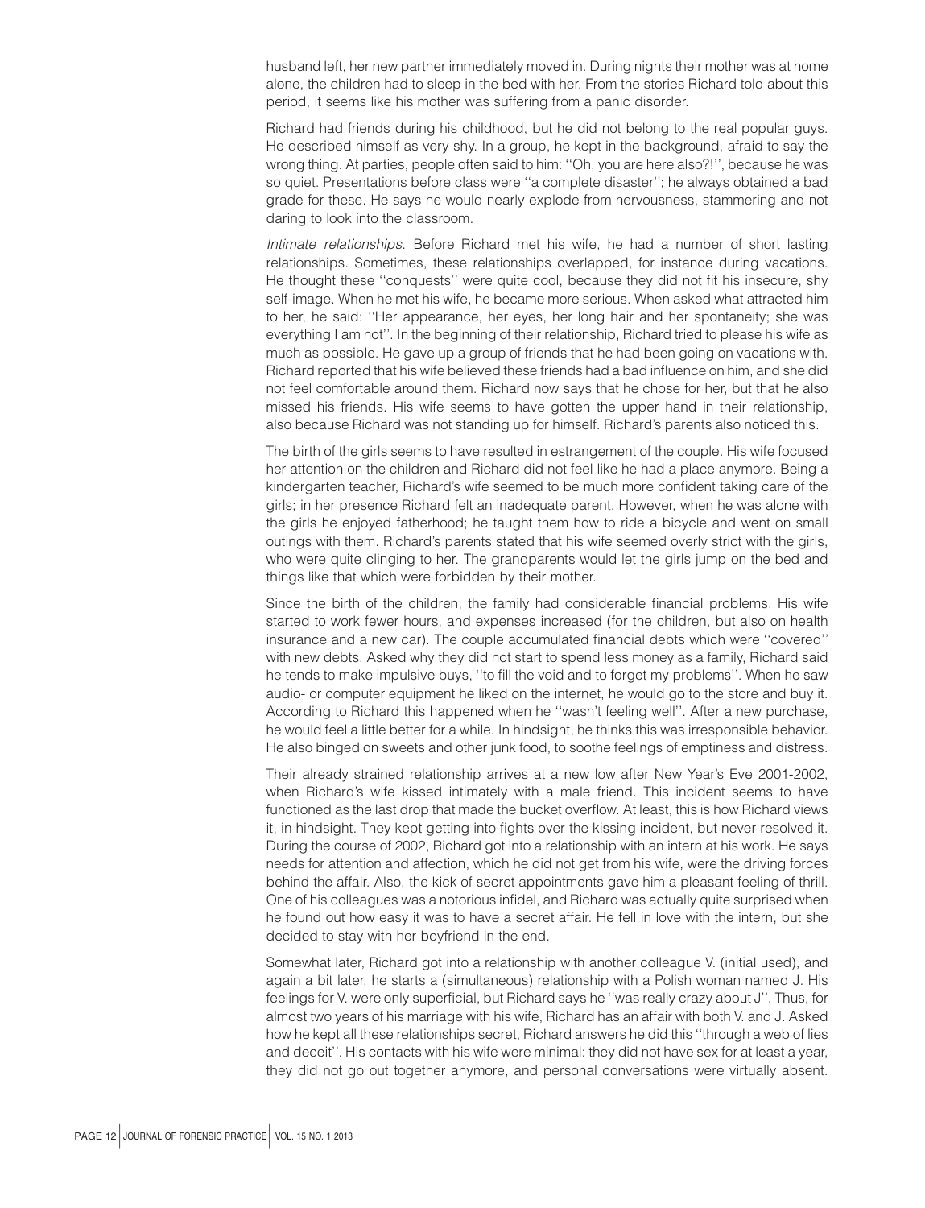husband left, her new partner immediately moved in. During nights their mother was at home alone, the children had to sleep in the bed with her. From the stories Richard told about this period, it seems like his mother was suffering from a panic disorder.

Richard had friends during his childhood, but he did not belong to the real popular guys. He described himself as very shy. In a group, he kept in the background, afraid to say the wrong thing. At parties, people often said to him: ''Oh, you are here also?!'', because he was so quiet. Presentations before class were ''a complete disaster''; he always obtained a bad grade for these. He says he would nearly explode from nervousness, stammering and not daring to look into the classroom.

*Intimate relationships.* Before Richard met his wife, he had a number of short lasting relationships. Sometimes, these relationships overlapped, for instance during vacations. He thought these ''conquests'' were quite cool, because they did not fit his insecure, shy self-image. When he met his wife, he became more serious. When asked what attracted him to her, he said: ''Her appearance, her eyes, her long hair and her spontaneity; she was everything I am not''. In the beginning of their relationship, Richard tried to please his wife as much as possible. He gave up a group of friends that he had been going on vacations with. Richard reported that his wife believed these friends had a bad influence on him, and she did not feel comfortable around them. Richard now says that he chose for her, but that he also missed his friends. His wife seems to have gotten the upper hand in their relationship, also because Richard was not standing up for himself. Richard's parents also noticed this.

The birth of the girls seems to have resulted in estrangement of the couple. His wife focused her attention on the children and Richard did not feel like he had a place anymore. Being a kindergarten teacher, Richard's wife seemed to be much more confident taking care of the girls; in her presence Richard felt an inadequate parent. However, when he was alone with the girls he enjoyed fatherhood; he taught them how to ride a bicycle and went on small outings with them. Richard's parents stated that his wife seemed overly strict with the girls, who were quite clinging to her. The grandparents would let the girls jump on the bed and things like that which were forbidden by their mother.

Since the birth of the children, the family had considerable financial problems. His wife started to work fewer hours, and expenses increased (for the children, but also on health insurance and a new car). The couple accumulated financial debts which were ''covered'' with new debts. Asked why they did not start to spend less money as a family, Richard said he tends to make impulsive buys, ''to fill the void and to forget my problems''. When he saw audio- or computer equipment he liked on the internet, he would go to the store and buy it. According to Richard this happened when he ''wasn't feeling well''. After a new purchase, he would feel a little better for a while. In hindsight, he thinks this was irresponsible behavior. He also binged on sweets and other junk food, to soothe feelings of emptiness and distress.

Their already strained relationship arrives at a new low after New Year's Eve 2001-2002, when Richard's wife kissed intimately with a male friend. This incident seems to have functioned as the last drop that made the bucket overflow. At least, this is how Richard views it, in hindsight. They kept getting into fights over the kissing incident, but never resolved it. During the course of 2002, Richard got into a relationship with an intern at his work. He says needs for attention and affection, which he did not get from his wife, were the driving forces behind the affair. Also, the kick of secret appointments gave him a pleasant feeling of thrill. One of his colleagues was a notorious infidel, and Richard was actually quite surprised when he found out how easy it was to have a secret affair. He fell in love with the intern, but she decided to stay with her boyfriend in the end.

Somewhat later, Richard got into a relationship with another colleague V. (initial used), and again a bit later, he starts a (simultaneous) relationship with a Polish woman named J. His feelings for V. were only superficial, but Richard says he ''was really crazy about J''. Thus, for almost two years of his marriage with his wife, Richard has an affair with both V. and J. Asked how he kept all these relationships secret, Richard answers he did this ''through a web of lies and deceit''. His contacts with his wife were minimal: they did not have sex for at least a year, they did not go out together anymore, and personal conversations were virtually absent.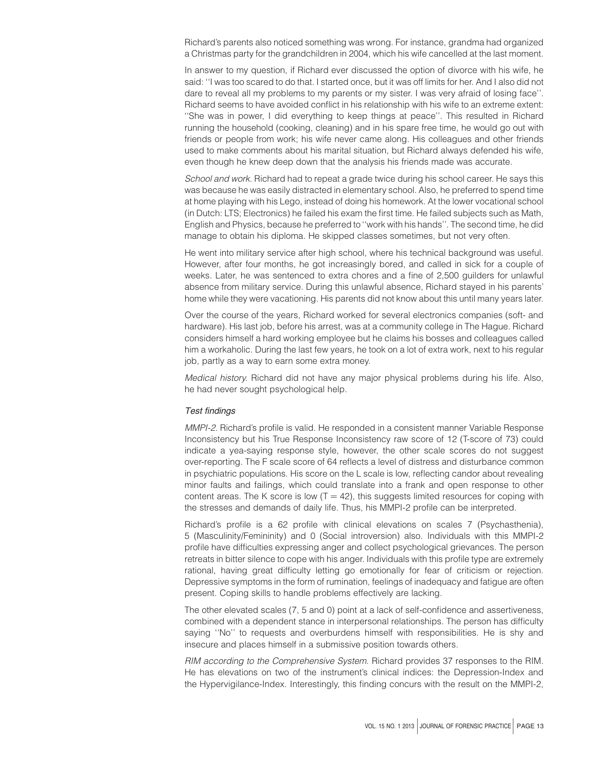Richard's parents also noticed something was wrong. For instance, grandma had organized a Christmas party for the grandchildren in 2004, which his wife cancelled at the last moment.

In answer to my question, if Richard ever discussed the option of divorce with his wife, he said: ''I was too scared to do that. I started once, but it was off limits for her. And I also did not dare to reveal all my problems to my parents or my sister. I was very afraid of losing face''. Richard seems to have avoided conflict in his relationship with his wife to an extreme extent: ''She was in power, I did everything to keep things at peace''. This resulted in Richard running the household (cooking, cleaning) and in his spare free time, he would go out with friends or people from work; his wife never came along. His colleagues and other friends used to make comments about his marital situation, but Richard always defended his wife, even though he knew deep down that the analysis his friends made was accurate.

*School and work*. Richard had to repeat a grade twice during his school career. He says this was because he was easily distracted in elementary school. Also, he preferred to spend time at home playing with his Lego, instead of doing his homework. At the lower vocational school (in Dutch: LTS; Electronics) he failed his exam the first time. He failed subjects such as Math, English and Physics, because he preferred to ''work with his hands''. The second time, he did manage to obtain his diploma. He skipped classes sometimes, but not very often.

He went into military service after high school, where his technical background was useful. However, after four months, he got increasingly bored, and called in sick for a couple of weeks. Later, he was sentenced to extra chores and a fine of 2,500 guilders for unlawful absence from military service. During this unlawful absence, Richard stayed in his parents' home while they were vacationing. His parents did not know about this until many years later.

Over the course of the years, Richard worked for several electronics companies (soft- and hardware). His last job, before his arrest, was at a community college in The Hague. Richard considers himself a hard working employee but he claims his bosses and colleagues called him a workaholic. During the last few years, he took on a lot of extra work, next to his regular job, partly as a way to earn some extra money.

*Medical history*. Richard did not have any major physical problems during his life. Also, he had never sought psychological help.

### *Test findings*

*MMPI-2*. Richard's profile is valid. He responded in a consistent manner Variable Response Inconsistency but his True Response Inconsistency raw score of 12 (T-score of 73) could indicate a yea-saying response style, however, the other scale scores do not suggest over-reporting. The F scale score of 64 reflects a level of distress and disturbance common in psychiatric populations. His score on the L scale is low, reflecting candor about revealing minor faults and failings, which could translate into a frank and open response to other content areas. The K score is low ($T = 42$), this suggests limited resources for coping with the stresses and demands of daily life. Thus, his MMPI-2 profile can be interpreted.

Richard's profile is a 62 profile with clinical elevations on scales 7 (Psychasthenia), 5 (Masculinity/Femininity) and 0 (Social introversion) also. Individuals with this MMPI-2 profile have difficulties expressing anger and collect psychological grievances. The person retreats in bitter silence to cope with his anger. Individuals with this profile type are extremely rational, having great difficulty letting go emotionally for fear of criticism or rejection. Depressive symptoms in the form of rumination, feelings of inadequacy and fatigue are often present. Coping skills to handle problems effectively are lacking.

The other elevated scales (7, 5 and 0) point at a lack of self-confidence and assertiveness, combined with a dependent stance in interpersonal relationships. The person has difficulty saying ''No'' to requests and overburdens himself with responsibilities. He is shy and insecure and places himself in a submissive position towards others.

*RIM according to the Comprehensive System*. Richard provides 37 responses to the RIM. He has elevations on two of the instrument's clinical indices: the Depression-Index and the Hypervigilance-Index. Interestingly, this finding concurs with the result on the MMPI-2,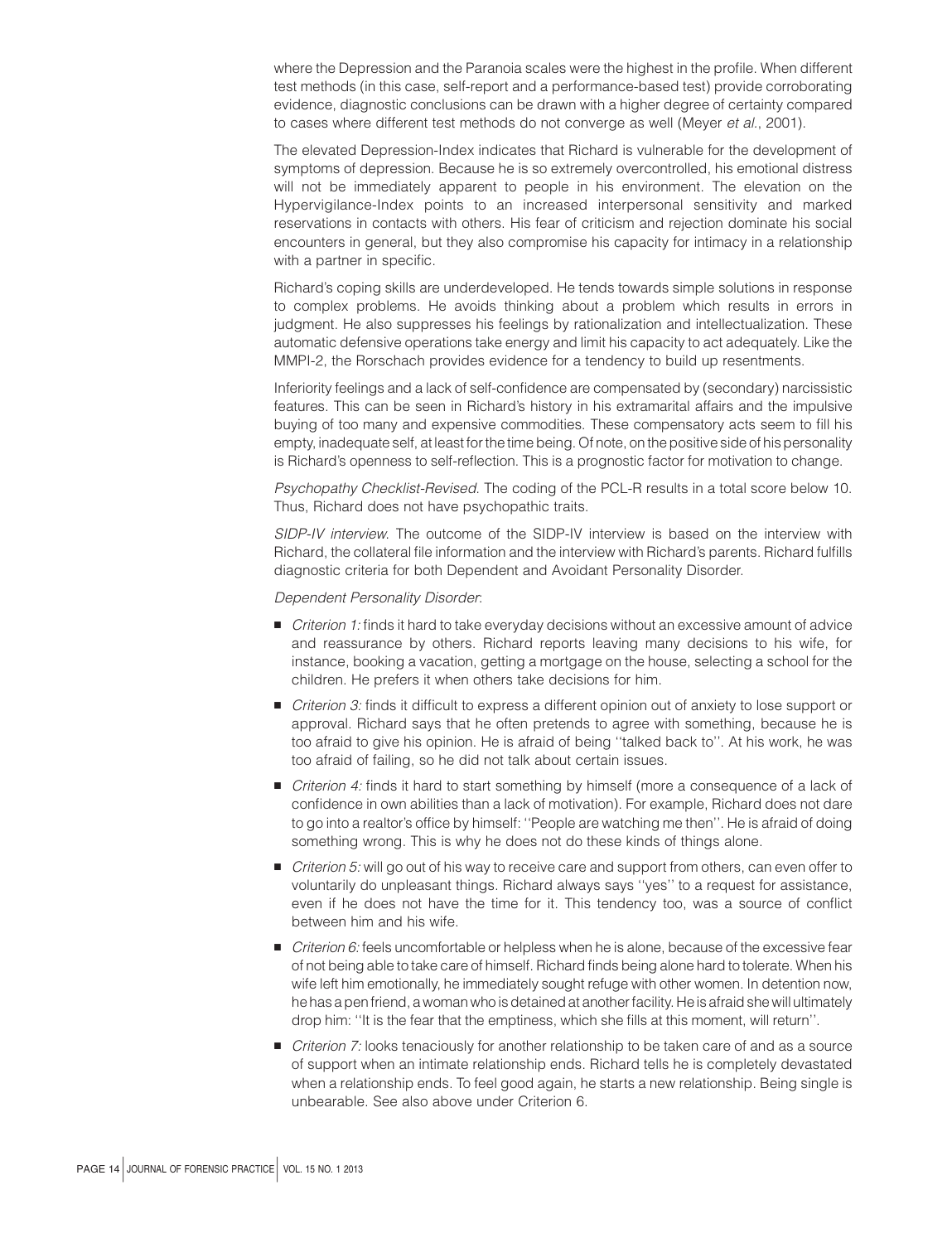where the Depression and the Paranoia scales were the highest in the profile. When different test methods (in this case, self-report and a performance-based test) provide corroborating evidence, diagnostic conclusions can be drawn with a higher degree of certainty compared to cases where different test methods do not converge as well (Meyer *et al.*, 2001).

The elevated Depression-Index indicates that Richard is vulnerable for the development of symptoms of depression. Because he is so extremely overcontrolled, his emotional distress will not be immediately apparent to people in his environment. The elevation on the Hypervigilance-Index points to an increased interpersonal sensitivity and marked reservations in contacts with others. His fear of criticism and rejection dominate his social encounters in general, but they also compromise his capacity for intimacy in a relationship with a partner in specific.

Richard's coping skills are underdeveloped. He tends towards simple solutions in response to complex problems. He avoids thinking about a problem which results in errors in judgment. He also suppresses his feelings by rationalization and intellectualization. These automatic defensive operations take energy and limit his capacity to act adequately. Like the MMPI-2, the Rorschach provides evidence for a tendency to build up resentments.

Inferiority feelings and a lack of self-confidence are compensated by (secondary) narcissistic features. This can be seen in Richard's history in his extramarital affairs and the impulsive buying of too many and expensive commodities. These compensatory acts seem to fill his empty, inadequate self, at least for the time being. Of note, on the positive side of his personality is Richard's openness to self-reflection. This is a prognostic factor for motivation to change.

*Psychopathy Checklist-Revised*. The coding of the PCL-R results in a total score below 10. Thus, Richard does not have psychopathic traits.

*SIDP-IV interview*. The outcome of the SIDP-IV interview is based on the interview with Richard, the collateral file information and the interview with Richard's parents. Richard fulfills diagnostic criteria for both Dependent and Avoidant Personality Disorder.

*Dependent Personality Disorder*:

- *Criterion 1:* finds it hard to take everyday decisions without an excessive amount of advice and reassurance by others. Richard reports leaving many decisions to his wife, for instance, booking a vacation, getting a mortgage on the house, selecting a school for the children. He prefers it when others take decisions for him.
- *Criterion 3:* finds it difficult to express a different opinion out of anxiety to lose support or approval. Richard says that he often pretends to agree with something, because he is too afraid to give his opinion. He is afraid of being ''talked back to''. At his work, he was too afraid of failing, so he did not talk about certain issues.
- *Criterion 4:* finds it hard to start something by himself (more a consequence of a lack of confidence in own abilities than a lack of motivation). For example, Richard does not dare to go into a realtor's office by himself: ''People are watching me then''. He is afraid of doing something wrong. This is why he does not do these kinds of things alone.
- *Criterion 5:* will go out of his way to receive care and support from others, can even offer to voluntarily do unpleasant things. Richard always says ''yes'' to a request for assistance, even if he does not have the time for it. This tendency too, was a source of conflict between him and his wife.
- *Criterion 6:* feels uncomfortable or helpless when he is alone, because of the excessive fear of not being able to take care of himself. Richard finds being alone hard to tolerate. When his wife left him emotionally, he immediately sought refuge with other women. In detention now, he has a pen friend, a woman who is detained at another facility. He is afraid she will ultimately drop him: ''It is the fear that the emptiness, which she fills at this moment, will return''.
- *Criterion 7:* looks tenaciously for another relationship to be taken care of and as a source of support when an intimate relationship ends. Richard tells he is completely devastated when a relationship ends. To feel good again, he starts a new relationship. Being single is unbearable. See also above under Criterion 6.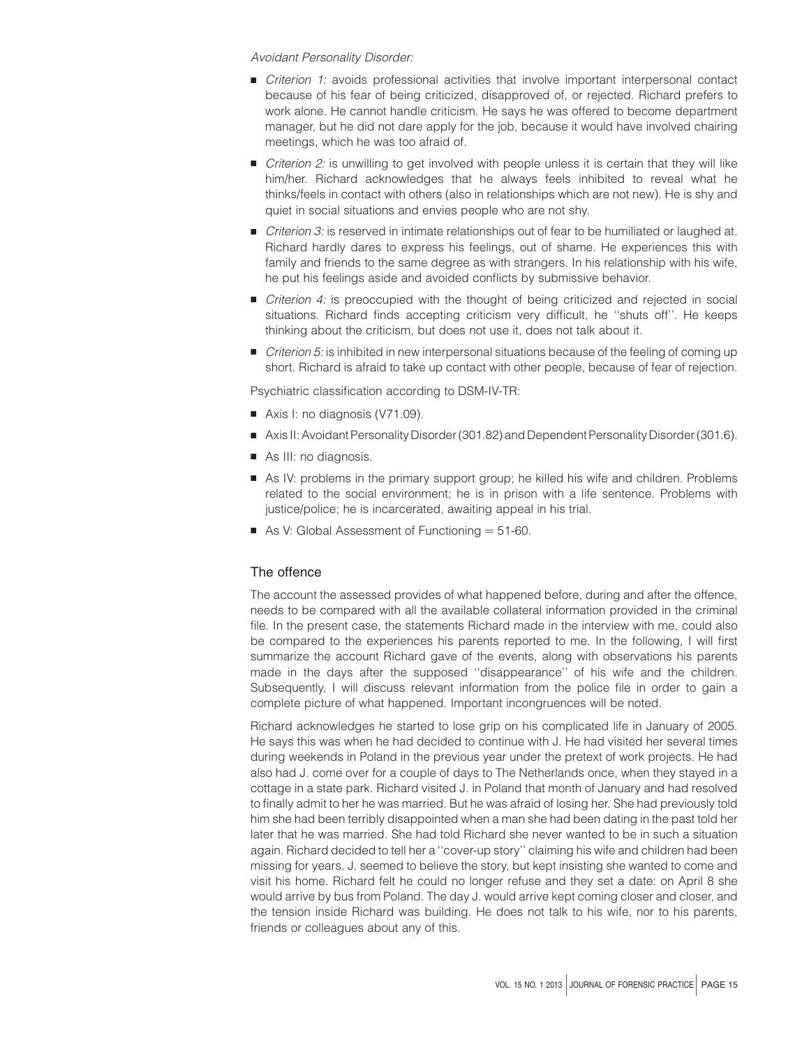*Avoidant Personality Disorder:*

- *Criterion 1:* avoids professional activities that involve important interpersonal contact because of his fear of being criticized, disapproved of, or rejected. Richard prefers to work alone. He cannot handle criticism. He says he was offered to become department manager, but he did not dare apply for the job, because it would have involved chairing meetings, which he was too afraid of.
- *Criterion 2:* is unwilling to get involved with people unless it is certain that they will like him/her. Richard acknowledges that he always feels inhibited to reveal what he thinks/feels in contact with others (also in relationships which are not new). He is shy and quiet in social situations and envies people who are not shy.
- *Criterion 3:* is reserved in intimate relationships out of fear to be humiliated or laughed at. Richard hardly dares to express his feelings, out of shame. He experiences this with family and friends to the same degree as with strangers. In his relationship with his wife, he put his feelings aside and avoided conflicts by submissive behavior.
- *Criterion 4:* is preoccupied with the thought of being criticized and rejected in social situations. Richard finds accepting criticism very difficult, he ''shuts off''. He keeps thinking about the criticism, but does not use it, does not talk about it.
- *Criterion 5:* is inhibited in new interpersonal situations because of the feeling of coming up short. Richard is afraid to take up contact with other people, because of fear of rejection.

Psychiatric classification according to DSM-IV-TR:

- Axis I: no diagnosis (V71.09).
- Axis II: Avoidant Personality Disorder (301.82) and Dependent Personality Disorder (301.6).
- As III: no diagnosis.
- As IV: problems in the primary support group; he killed his wife and children. Problems related to the social environment; he is in prison with a life sentence. Problems with justice/police; he is incarcerated, awaiting appeal in his trial.
- As V: Global Assessment of Functioning = 51-60.

## The offence

The account the assessed provides of what happened before, during and after the offence, needs to be compared with all the available collateral information provided in the criminal file. In the present case, the statements Richard made in the interview with me, could also be compared to the experiences his parents reported to me. In the following, I will first summarize the account Richard gave of the events, along with observations his parents made in the days after the supposed ''disappearance'' of his wife and the children. Subsequently, I will discuss relevant information from the police file in order to gain a complete picture of what happened. Important incongruences will be noted.

Richard acknowledges he started to lose grip on his complicated life in January of 2005. He says this was when he had decided to continue with J. He had visited her several times during weekends in Poland in the previous year under the pretext of work projects. He had also had J. come over for a couple of days to The Netherlands once, when they stayed in a cottage in a state park. Richard visited J. in Poland that month of January and had resolved to finally admit to her he was married. But he was afraid of losing her. She had previously told him she had been terribly disappointed when a man she had been dating in the past told her later that he was married. She had told Richard she never wanted to be in such a situation again. Richard decided to tell her a ''cover-up story'' claiming his wife and children had been missing for years. J. seemed to believe the story, but kept insisting she wanted to come and visit his home. Richard felt he could no longer refuse and they set a date: on April 8 she would arrive by bus from Poland. The day J. would arrive kept coming closer and closer, and the tension inside Richard was building. He does not talk to his wife, nor to his parents, friends or colleagues about any of this.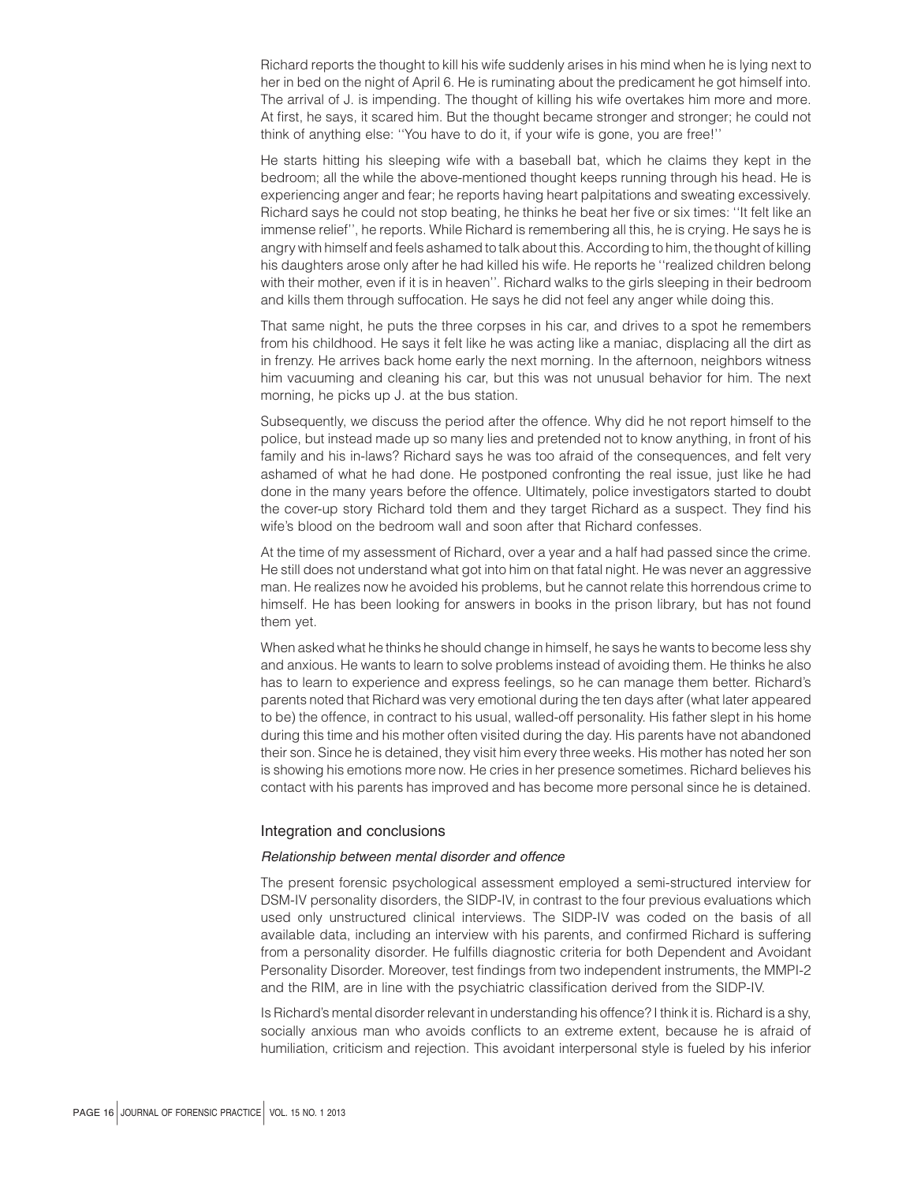Richard reports the thought to kill his wife suddenly arises in his mind when he is lying next to her in bed on the night of April 6. He is ruminating about the predicament he got himself into. The arrival of J. is impending. The thought of killing his wife overtakes him more and more. At first, he says, it scared him. But the thought became stronger and stronger; he could not think of anything else: ''You have to do it, if your wife is gone, you are free!''

He starts hitting his sleeping wife with a baseball bat, which he claims they kept in the bedroom; all the while the above-mentioned thought keeps running through his head. He is experiencing anger and fear; he reports having heart palpitations and sweating excessively. Richard says he could not stop beating, he thinks he beat her five or six times: ''It felt like an immense relief'', he reports. While Richard is remembering all this, he is crying. He says he is angry with himself and feels ashamed to talk about this. According to him, the thought of killing his daughters arose only after he had killed his wife. He reports he ''realized children belong with their mother, even if it is in heaven''. Richard walks to the girls sleeping in their bedroom and kills them through suffocation. He says he did not feel any anger while doing this.

That same night, he puts the three corpses in his car, and drives to a spot he remembers from his childhood. He says it felt like he was acting like a maniac, displacing all the dirt as in frenzy. He arrives back home early the next morning. In the afternoon, neighbors witness him vacuuming and cleaning his car, but this was not unusual behavior for him. The next morning, he picks up J. at the bus station.

Subsequently, we discuss the period after the offence. Why did he not report himself to the police, but instead made up so many lies and pretended not to know anything, in front of his family and his in-laws? Richard says he was too afraid of the consequences, and felt very ashamed of what he had done. He postponed confronting the real issue, just like he had done in the many years before the offence. Ultimately, police investigators started to doubt the cover-up story Richard told them and they target Richard as a suspect. They find his wife's blood on the bedroom wall and soon after that Richard confesses.

At the time of my assessment of Richard, over a year and a half had passed since the crime. He still does not understand what got into him on that fatal night. He was never an aggressive man. He realizes now he avoided his problems, but he cannot relate this horrendous crime to himself. He has been looking for answers in books in the prison library, but has not found them yet.

When asked what he thinks he should change in himself, he says he wants to become less shy and anxious. He wants to learn to solve problems instead of avoiding them. He thinks he also has to learn to experience and express feelings, so he can manage them better. Richard's parents noted that Richard was very emotional during the ten days after (what later appeared to be) the offence, in contract to his usual, walled-off personality. His father slept in his home during this time and his mother often visited during the day. His parents have not abandoned their son. Since he is detained, they visit him every three weeks. His mother has noted her son is showing his emotions more now. He cries in her presence sometimes. Richard believes his contact with his parents has improved and has become more personal since he is detained.

## Integration and conclusions

### *Relationship between mental disorder and offence*

The present forensic psychological assessment employed a semi-structured interview for DSM-IV personality disorders, the SIDP-IV, in contrast to the four previous evaluations which used only unstructured clinical interviews. The SIDP-IV was coded on the basis of all available data, including an interview with his parents, and confirmed Richard is suffering from a personality disorder. He fulfills diagnostic criteria for both Dependent and Avoidant Personality Disorder. Moreover, test findings from two independent instruments, the MMPI-2 and the RIM, are in line with the psychiatric classification derived from the SIDP-IV.

Is Richard's mental disorder relevant in understanding his offence? I think it is. Richard is a shy, socially anxious man who avoids conflicts to an extreme extent, because he is afraid of humiliation, criticism and rejection. This avoidant interpersonal style is fueled by his inferior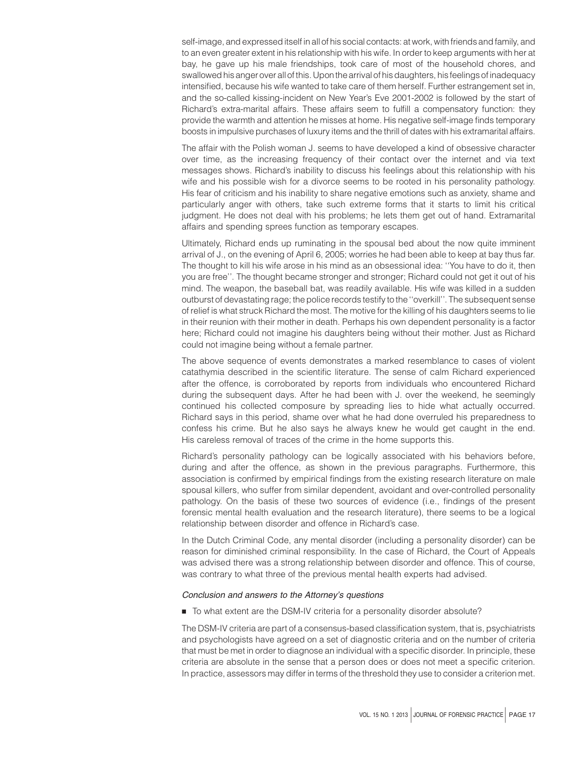self-image, and expressed itself in all of his social contacts: at work, with friends and family, and to an even greater extent in his relationship with his wife. In order to keep arguments with her at bay, he gave up his male friendships, took care of most of the household chores, and swallowed his anger over all of this. Upon the arrival of his daughters, his feelings of inadequacy intensified, because his wife wanted to take care of them herself. Further estrangement set in, and the so-called kissing-incident on New Year's Eve 2001-2002 is followed by the start of Richard's extra-marital affairs. These affairs seem to fulfill a compensatory function: they provide the warmth and attention he misses at home. His negative self-image finds temporary boosts in impulsive purchases of luxury items and the thrill of dates with his extramarital affairs.

The affair with the Polish woman J. seems to have developed a kind of obsessive character over time, as the increasing frequency of their contact over the internet and via text messages shows. Richard's inability to discuss his feelings about this relationship with his wife and his possible wish for a divorce seems to be rooted in his personality pathology. His fear of criticism and his inability to share negative emotions such as anxiety, shame and particularly anger with others, take such extreme forms that it starts to limit his critical judgment. He does not deal with his problems; he lets them get out of hand. Extramarital affairs and spending sprees function as temporary escapes.

Ultimately, Richard ends up ruminating in the spousal bed about the now quite imminent arrival of J., on the evening of April 6, 2005; worries he had been able to keep at bay thus far. The thought to kill his wife arose in his mind as an obsessional idea: ''You have to do it, then you are free''. The thought became stronger and stronger; Richard could not get it out of his mind. The weapon, the baseball bat, was readily available. His wife was killed in a sudden outburst of devastating rage; the police records testify to the ''overkill''. The subsequent sense of relief is what struck Richard the most. The motive for the killing of his daughters seems to lie in their reunion with their mother in death. Perhaps his own dependent personality is a factor here; Richard could not imagine his daughters being without their mother. Just as Richard could not imagine being without a female partner.

The above sequence of events demonstrates a marked resemblance to cases of violent catathymia described in the scientific literature. The sense of calm Richard experienced after the offence, is corroborated by reports from individuals who encountered Richard during the subsequent days. After he had been with J. over the weekend, he seemingly continued his collected composure by spreading lies to hide what actually occurred. Richard says in this period, shame over what he had done overruled his preparedness to confess his crime. But he also says he always knew he would get caught in the end. His careless removal of traces of the crime in the home supports this.

Richard's personality pathology can be logically associated with his behaviors before, during and after the offence, as shown in the previous paragraphs. Furthermore, this association is confirmed by empirical findings from the existing research literature on male spousal killers, who suffer from similar dependent, avoidant and over-controlled personality pathology. On the basis of these two sources of evidence (i.e., findings of the present forensic mental health evaluation and the research literature), there seems to be a logical relationship between disorder and offence in Richard's case.

In the Dutch Criminal Code, any mental disorder (including a personality disorder) can be reason for diminished criminal responsibility. In the case of Richard, the Court of Appeals was advised there was a strong relationship between disorder and offence. This of course, was contrary to what three of the previous mental health experts had advised.

### *Conclusion and answers to the Attorney's questions*

- To what extent are the DSM-IV criteria for a personality disorder absolute?

The DSM-IV criteria are part of a consensus-based classification system, that is, psychiatrists and psychologists have agreed on a set of diagnostic criteria and on the number of criteria that must be met in order to diagnose an individual with a specific disorder. In principle, these criteria are absolute in the sense that a person does or does not meet a specific criterion. In practice, assessors may differ in terms of the threshold they use to consider a criterion met.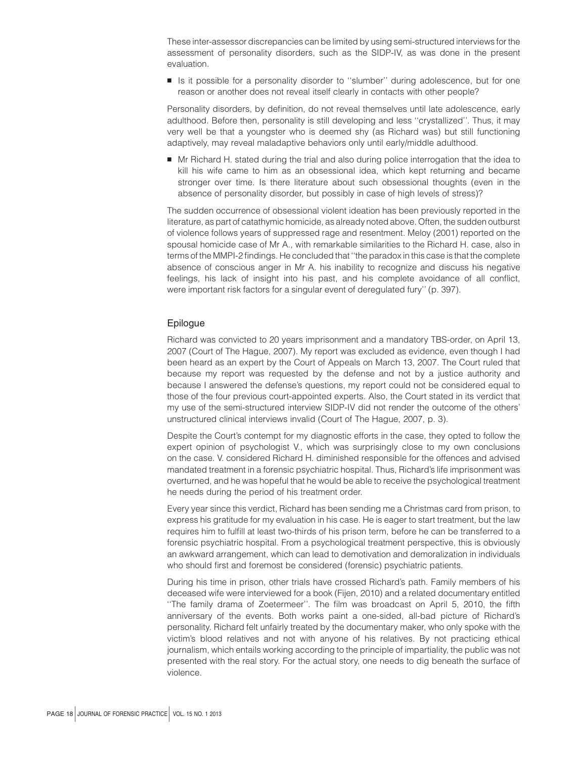These inter-assessor discrepancies can be limited by using semi-structured interviews for the assessment of personality disorders, such as the SIDP-IV, as was done in the present evaluation.

- Is it possible for a personality disorder to ''slumber'' during adolescence, but for one reason or another does not reveal itself clearly in contacts with other people?

Personality disorders, by definition, do not reveal themselves until late adolescence, early adulthood. Before then, personality is still developing and less ''crystallized''. Thus, it may very well be that a youngster who is deemed shy (as Richard was) but still functioning adaptively, may reveal maladaptive behaviors only until early/middle adulthood.

- Mr Richard H. stated during the trial and also during police interrogation that the idea to kill his wife came to him as an obsessional idea, which kept returning and became stronger over time. Is there literature about such obsessional thoughts (even in the absence of personality disorder, but possibly in case of high levels of stress)?

The sudden occurrence of obsessional violent ideation has been previously reported in the literature, as part of catathymic homicide, as already noted above. Often, the sudden outburst of violence follows years of suppressed rage and resentment. Meloy (2001) reported on the spousal homicide case of Mr A., with remarkable similarities to the Richard H. case, also in terms of the MMPI-2 findings. He concluded that ''the paradox in this case is that the complete absence of conscious anger in Mr A. his inability to recognize and discuss his negative feelings, his lack of insight into his past, and his complete avoidance of all conflict, were important risk factors for a singular event of deregulated fury'' (p. 397).

## Epilogue

Richard was convicted to 20 years imprisonment and a mandatory TBS-order, on April 13, 2007 (Court of The Hague, 2007). My report was excluded as evidence, even though I had been heard as an expert by the Court of Appeals on March 13, 2007. The Court ruled that because my report was requested by the defense and not by a justice authority and because I answered the defense's questions, my report could not be considered equal to those of the four previous court-appointed experts. Also, the Court stated in its verdict that my use of the semi-structured interview SIDP-IV did not render the outcome of the others' unstructured clinical interviews invalid (Court of The Hague, 2007, p. 3).

Despite the Court's contempt for my diagnostic efforts in the case, they opted to follow the expert opinion of psychologist V., which was surprisingly close to my own conclusions on the case. V. considered Richard H. diminished responsible for the offences and advised mandated treatment in a forensic psychiatric hospital. Thus, Richard's life imprisonment was overturned, and he was hopeful that he would be able to receive the psychological treatment he needs during the period of his treatment order.

Every year since this verdict, Richard has been sending me a Christmas card from prison, to express his gratitude for my evaluation in his case. He is eager to start treatment, but the law requires him to fulfill at least two-thirds of his prison term, before he can be transferred to a forensic psychiatric hospital. From a psychological treatment perspective, this is obviously an awkward arrangement, which can lead to demotivation and demoralization in individuals who should first and foremost be considered (forensic) psychiatric patients.

During his time in prison, other trials have crossed Richard's path. Family members of his deceased wife were interviewed for a book (Fijen, 2010) and a related documentary entitled ''The family drama of Zoetermeer''. The film was broadcast on April 5, 2010, the fifth anniversary of the events. Both works paint a one-sided, all-bad picture of Richard's personality. Richard felt unfairly treated by the documentary maker, who only spoke with the victim's blood relatives and not with anyone of his relatives. By not practicing ethical journalism, which entails working according to the principle of impartiality, the public was not presented with the real story. For the actual story, one needs to dig beneath the surface of violence.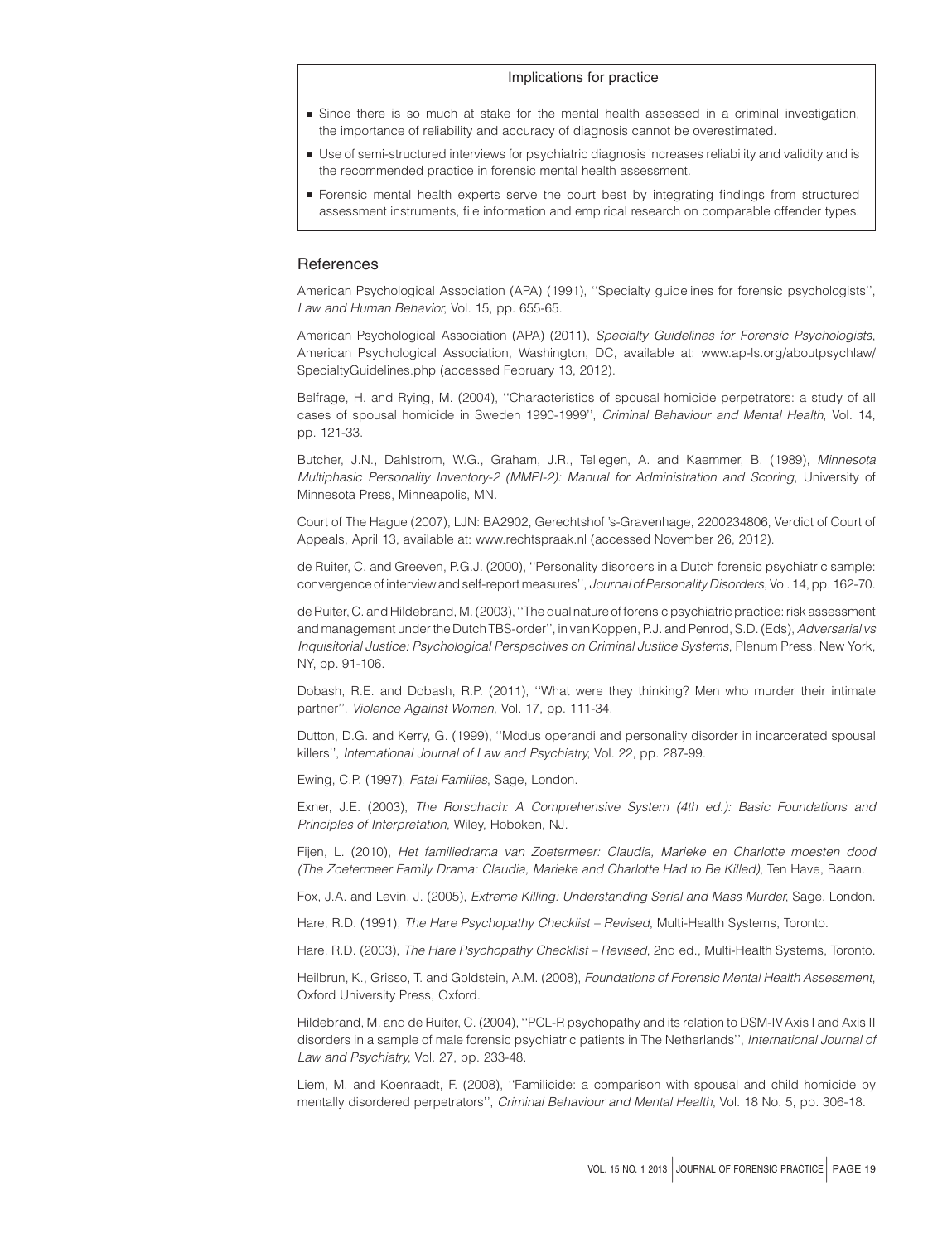### Implications for practice

- Since there is so much at stake for the mental health assessed in a criminal investigation, the importance of reliability and accuracy of diagnosis cannot be overestimated.
- Use of semi-structured interviews for psychiatric diagnosis increases reliability and validity and is the recommended practice in forensic mental health assessment.
- Forensic mental health experts serve the court best by integrating findings from structured assessment instruments, file information and empirical research on comparable offender types.

## References

American Psychological Association (APA) (1991), ''Specialty guidelines for forensic psychologists'', *Law and Human Behavior*, Vol. 15, pp. 655-65.

American Psychological Association (APA) (2011), *Specialty Guidelines for Forensic Psychologists*, American Psychological Association, Washington, DC, available at: www.ap-ls.org/aboutpsychlaw/SpecialtyGuidelines.php (accessed February 13, 2012).

Belfrage, H. and Rying, M. (2004), ''Characteristics of spousal homicide perpetrators: a study of all cases of spousal homicide in Sweden 1990-1999'', *Criminal Behaviour and Mental Health*, Vol. 14, pp. 121-33.

Butcher, J.N., Dahlstrom, W.G., Graham, J.R., Tellegen, A. and Kaemmer, B. (1989), *Minnesota Multiphasic Personality Inventory-2 (MMPI-2): Manual for Administration and Scoring*, University of Minnesota Press, Minneapolis, MN.

Court of The Hague (2007), LJN: BA2902, Gerechtshof 's-Gravenhage, 2200234806, Verdict of Court of Appeals, April 13, available at: www.rechtspraak.nl (accessed November 26, 2012).

de Ruiter, C. and Greeven, P.G.J. (2000), ''Personality disorders in a Dutch forensic psychiatric sample: convergence of interview and self-report measures'', *Journal of Personality Disorders*, Vol. 14, pp. 162-70.

de Ruiter, C. and Hildebrand, M. (2003), ''The dual nature of forensic psychiatric practice: risk assessment and management under the Dutch TBS-order'', in van Koppen, P.J. and Penrod, S.D. (Eds), *Adversarial vs Inquisitorial Justice: Psychological Perspectives on Criminal Justice Systems*, Plenum Press, New York, NY, pp. 91-106.

Dobash, R.E. and Dobash, R.P. (2011), ''What were they thinking? Men who murder their intimate partner'', *Violence Against Women*, Vol. 17, pp. 111-34.

Dutton, D.G. and Kerry, G. (1999), ''Modus operandi and personality disorder in incarcerated spousal killers'', *International Journal of Law and Psychiatry*, Vol. 22, pp. 287-99.

Ewing, C.P. (1997), *Fatal Families*, Sage, London.

Exner, J.E. (2003), *The Rorschach: A Comprehensive System (4th ed.): Basic Foundations and Principles of Interpretation*, Wiley, Hoboken, NJ.

Fijen, L. (2010), *Het familiedrama van Zoetermeer: Claudia, Marieke en Charlotte moesten dood (The Zoetermeer Family Drama: Claudia, Marieke and Charlotte Had to Be Killed)*, Ten Have, Baarn.

Fox, J.A. and Levin, J. (2005), *Extreme Killing: Understanding Serial and Mass Murder*, Sage, London.

Hare, R.D. (1991), *The Hare Psychopathy Checklist – Revised*, Multi-Health Systems, Toronto.

Hare, R.D. (2003), *The Hare Psychopathy Checklist – Revised*, 2nd ed., Multi-Health Systems, Toronto.

Heilbrun, K., Grisso, T. and Goldstein, A.M. (2008), *Foundations of Forensic Mental Health Assessment*, Oxford University Press, Oxford.

Hildebrand, M. and de Ruiter, C. (2004), ''PCL-R psychopathy and its relation to DSM-IV Axis I and Axis II disorders in a sample of male forensic psychiatric patients in The Netherlands'', *International Journal of Law and Psychiatry*, Vol. 27, pp. 233-48.

Liem, M. and Koenraadt, F. (2008), ''Familicide: a comparison with spousal and child homicide by mentally disordered perpetrators'', *Criminal Behaviour and Mental Health*, Vol. 18 No. 5, pp. 306-18.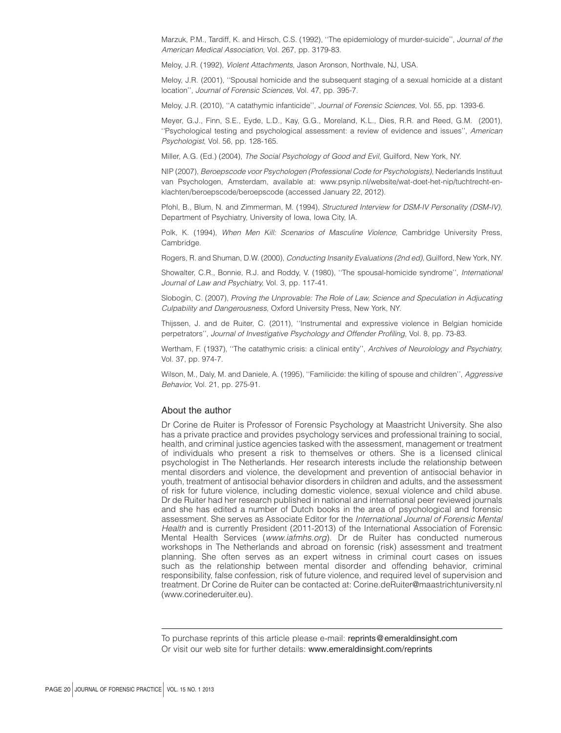Marzuk, P.M., Tardiff, K. and Hirsch, C.S. (1992), ''The epidemiology of murder-suicide'', *Journal of the American Medical Association*, Vol. 267, pp. 3179-83.

Meloy, J.R. (1992), *Violent Attachments*, Jason Aronson, Northvale, NJ, USA.

Meloy, J.R. (2001), ''Spousal homicide and the subsequent staging of a sexual homicide at a distant location'', *Journal of Forensic Sciences*, Vol. 47, pp. 395-7.

Meloy, J.R. (2010), ''A catathymic infanticide'', *Journal of Forensic Sciences*, Vol. 55, pp. 1393-6.

Meyer, G.J., Finn, S.E., Eyde, L.D., Kay, G.G., Moreland, K.L., Dies, R.R. and Reed, G.M. (2001), ''Psychological testing and psychological assessment: a review of evidence and issues'', *American Psychologist*, Vol. 56, pp. 128-165.

Miller, A.G. (Ed.) (2004), *The Social Psychology of Good and Evil*, Guilford, New York, NY.

NIP (2007), *Beroepscode voor Psychologen (Professional Code for Psychologists)*, Nederlands Instituut van Psychologen, Amsterdam, available at: www.psynip.nl/website/wat-doet-het-nip/tuchtrecht-en-klachten/beroepscode/beroepscode (accessed January 22, 2012).

Pfohl, B., Blum, N. and Zimmerman, M. (1994), *Structured Interview for DSM-IV Personality (DSM-IV)*, Department of Psychiatry, University of Iowa, Iowa City, IA.

Polk, K. (1994), *When Men Kill: Scenarios of Masculine Violence*, Cambridge University Press, Cambridge.

Rogers, R. and Shuman, D.W. (2000), *Conducting Insanity Evaluations (2nd ed)*, Guilford, New York, NY.

Showalter, C.R., Bonnie, R.J. and Roddy, V. (1980), ''The spousal-homicide syndrome'', *International Journal of Law and Psychiatry*, Vol. 3, pp. 117-41.

Slobogin, C. (2007), *Proving the Unprovable: The Role of Law, Science and Speculation in Adjucating Culpability and Dangerousness*, Oxford University Press, New York, NY.

Thijssen, J. and de Ruiter, C. (2011), ''Instrumental and expressive violence in Belgian homicide perpetrators'', *Journal of Investigative Psychology and Offender Profiling*, Vol. 8, pp. 73-83.

Wertham, F. (1937), ''The catathymic crisis: a clinical entity'', *Archives of Neurolology and Psychiatry*, Vol. 37, pp. 974-7.

Wilson, M., Daly, M. and Daniele, A. (1995), ''Familicide: the killing of spouse and children'', *Aggressive Behavior*, Vol. 21, pp. 275-91.

## About the author

Dr Corine de Ruiter is Professor of Forensic Psychology at Maastricht University. She also has a private practice and provides psychology services and professional training to social, health, and criminal justice agencies tasked with the assessment, management or treatment of individuals who present a risk to themselves or others. She is a licensed clinical psychologist in The Netherlands. Her research interests include the relationship between mental disorders and violence, the development and prevention of antisocial behavior in youth, treatment of antisocial behavior disorders in children and adults, and the assessment of risk for future violence, including domestic violence, sexual violence and child abuse. Dr de Ruiter had her research published in national and international peer reviewed journals and she has edited a number of Dutch books in the area of psychological and forensic assessment. She serves as Associate Editor for the *International Journal of Forensic Mental Health* and is currently President (2011-2013) of the International Association of Forensic Mental Health Services (*www.iafmhs.org*). Dr de Ruiter has conducted numerous workshops in The Netherlands and abroad on forensic (risk) assessment and treatment planning. She often serves as an expert witness in criminal court cases on issues such as the relationship between mental disorder and offending behavior, criminal responsibility, false confession, risk of future violence, and required level of supervision and treatment. Dr Corine de Ruiter can be contacted at: Corine.deRuiter@maastrichtuniversity.nl (www.corinederuiter.eu).

---

To purchase reprints of this article please e-mail: reprints@emeraldinsight.com
Or visit our web site for further details: www.emeraldinsight.com/reprints